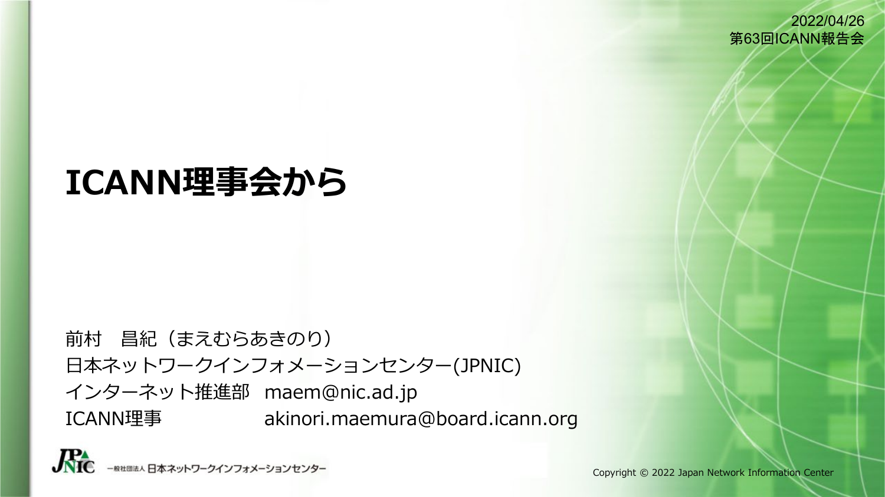2022/04/26
第63回ICANN報告会

# ICANN理事会から

前村　昌紀（まえむらあきのり）
日本ネットワークインフォメーションセンター(JPNIC)
インターネット推進部　maem@nic.ad.jp
ICANN理事　akinori.maemura@board.icann.org

一般社団法人 日本ネットワークインフォメーションセンター

Copyright © 2022 Japan Network Information Center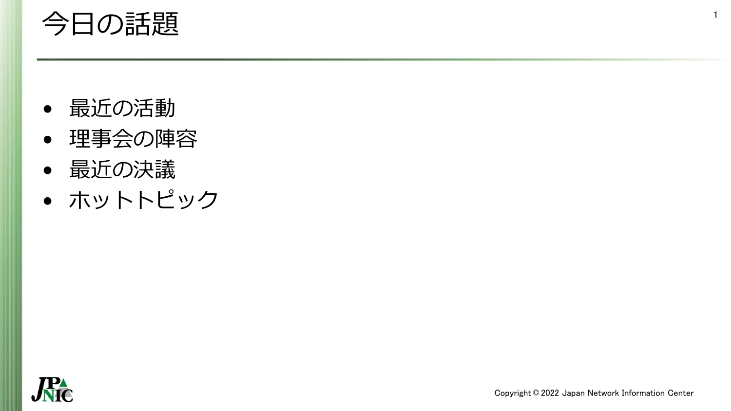# 今日の話題

- 最近の活動
- 理事会の陣容
- 最近の決議
- ホットトピック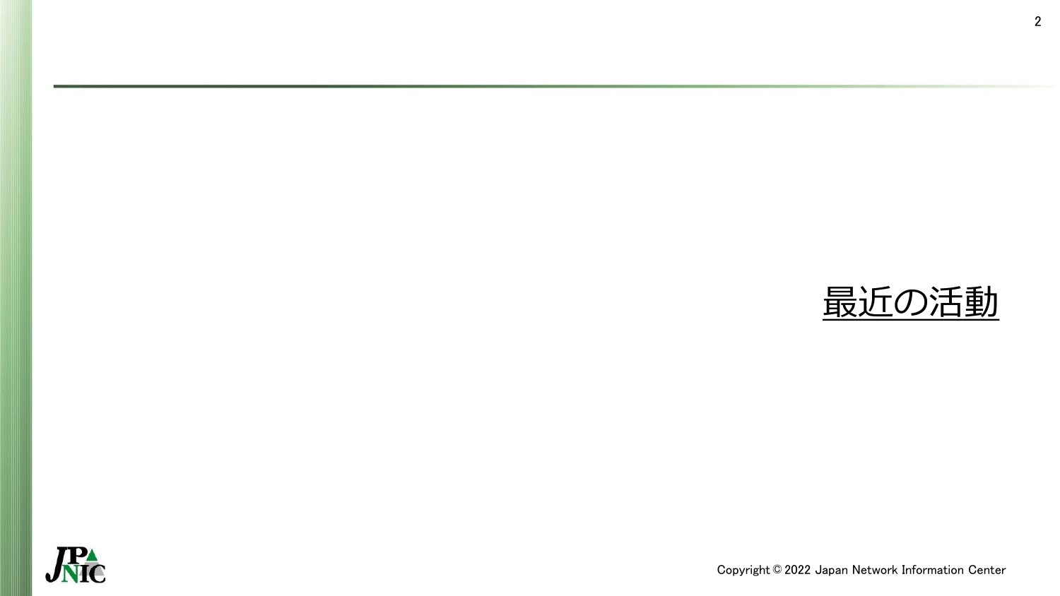# 最近の活動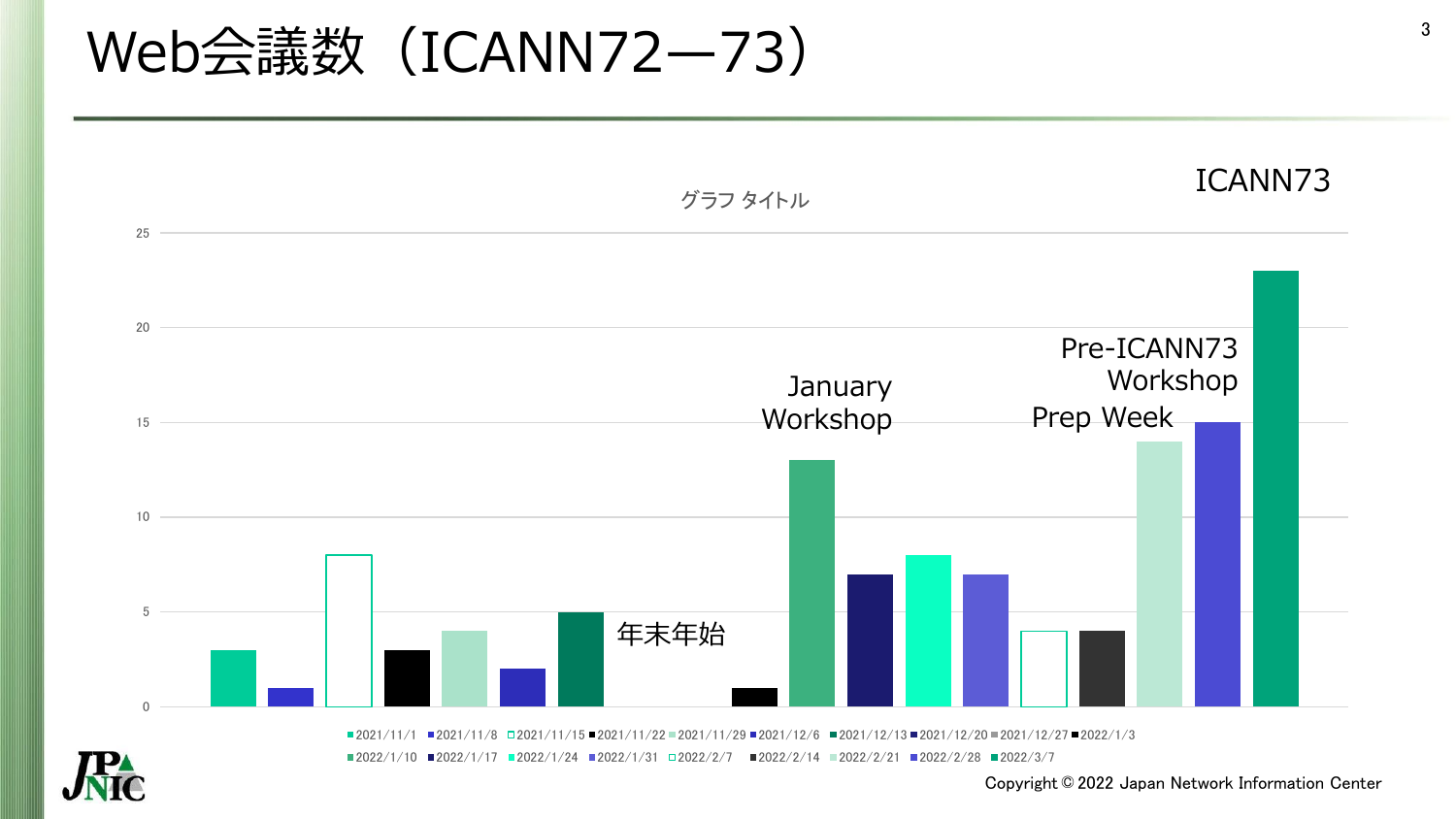# Web会議数（ICANN72—73）

グラフ タイトル

| 週 | Web会議数 |
| --- | --- |
| 2021/11/1 | 3 |
| 2021/11/8 | 1 |
| 2021/11/15 | 8 |
| 2021/11/22 | 3 |
| 2021/11/29 | 4 |
| 2021/12/6 | 2 |
| 2021/12/13 | 5 |
| 2021/12/20 | 0 |
| 2021/12/27 | 0 |
| 2022/1/3 | 1 |
| 2022/1/10 | 13 |
| 2022/1/17 | 7 |
| 2022/1/24 | 8 |
| 2022/1/31 | 7 |
| 2022/2/7 | 4 |
| 2022/2/14 | 4 |
| 2022/2/21 | 14 |
| 2022/2/28 | 15 |
| 2022/3/7 | 23 |

年末年始

January Workshop

Pre-ICANN73 Workshop

Prep Week

ICANN73

Copyright © 2022 Japan Network Information Center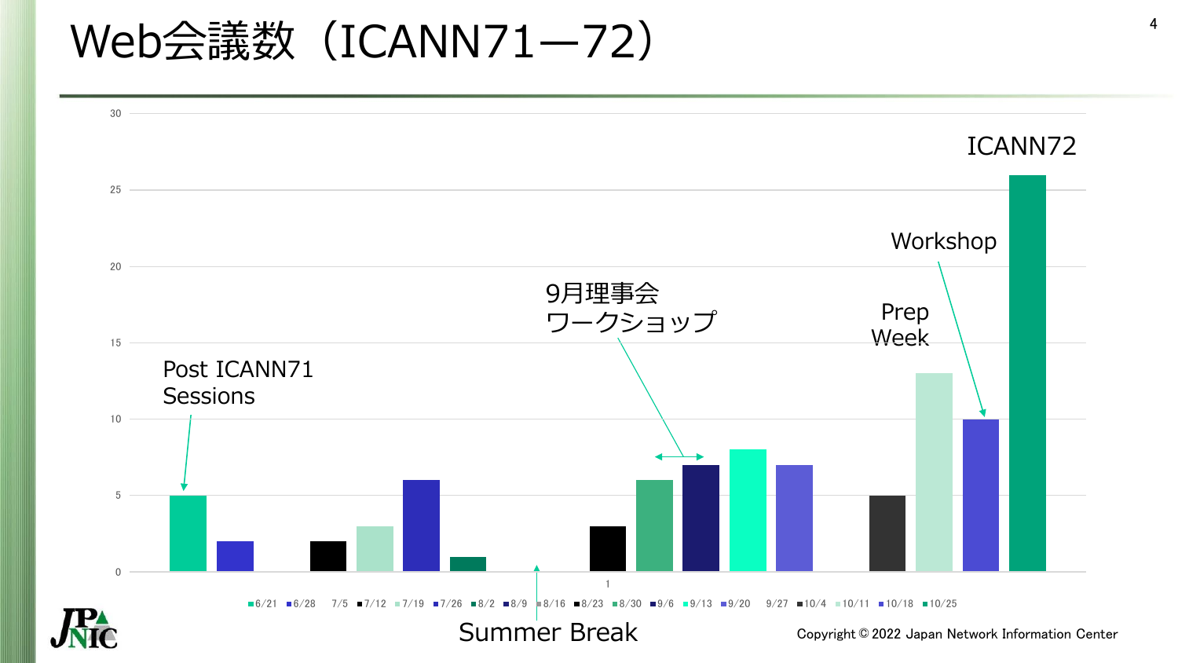# Web会議数（ICANN71—72）

| Week | Count |
|---|---|
| 6/21 | 5 |
| 6/28 | 2 |
| 7/5 | |
| 7/12 | 2 |
| 7/19 | 3 |
| 7/26 | 6 |
| 8/2 | 1 |
| 8/9 | |
| 8/16 | |
| 8/23 | 3 |
| 8/30 | 6 |
| 9/6 | 7 |
| 9/13 | 8 |
| 9/20 | 7 |
| 9/27 | |
| 10/4 | 5 |
| 10/11 | 13 |
| 10/18 | 10 |
| 10/25 | 26 |

- Post ICANN71 Sessions (6/21)
- Summer Break (8/9–8/16)
- 9月理事会ワークショップ (8/30–9/6)
- Prep Week (10/11)
- Workshop (10/18)
- ICANN72 (10/25)

Copyright © 2022 Japan Network Information Center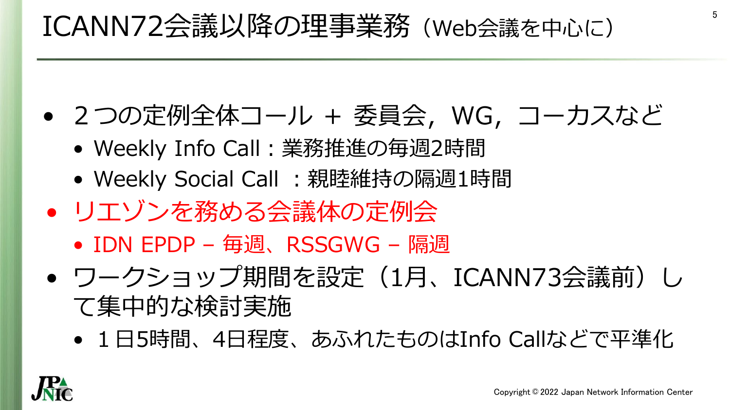# ICANN72会議以降の理事業務（Web会議を中心に）

- ２つの定例全体コール + 委員会，WG，コーカスなど
  - Weekly Info Call : 業務推進の毎週2時間
  - Weekly Social Call ：親睦維持の隔週1時間
- リエゾンを務める会議体の定例会
  - IDN EPDP – 毎週、RSSGWG – 隔週
- ワークショップ期間を設定（1月、ICANN73会議前）して集中的な検討実施
  - １日5時間、4日程度、あふれたものはInfo Callなどで平準化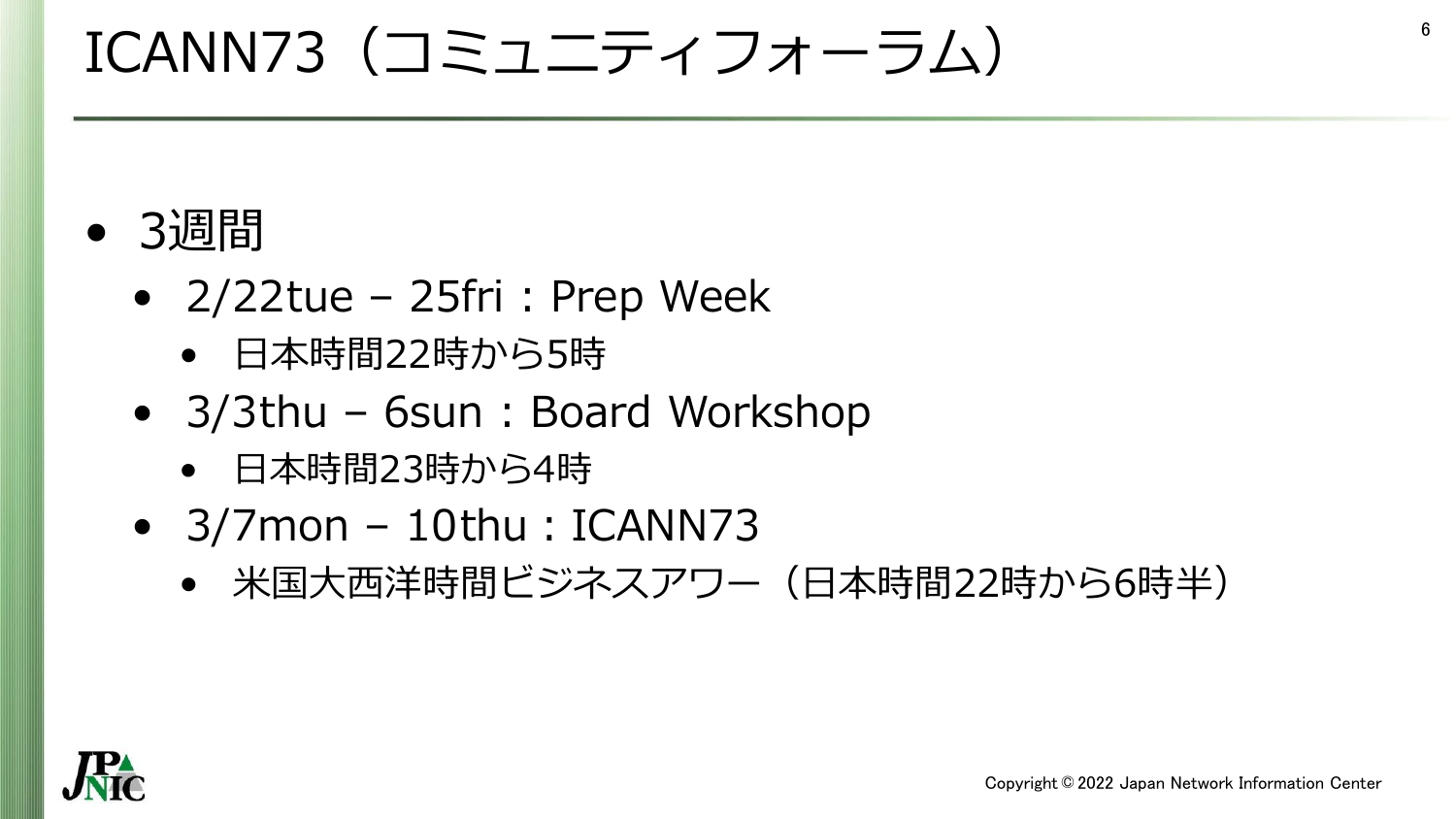# ICANN73（コミュニティフォーラム）

- 3週間
  - 2/22tue – 25fri : Prep Week
    - 日本時間22時から5時
  - 3/3thu – 6sun : Board Workshop
    - 日本時間23時から4時
  - 3/7mon – 10thu : ICANN73
    - 米国大西洋時間ビジネスアワー（日本時間22時から6時半）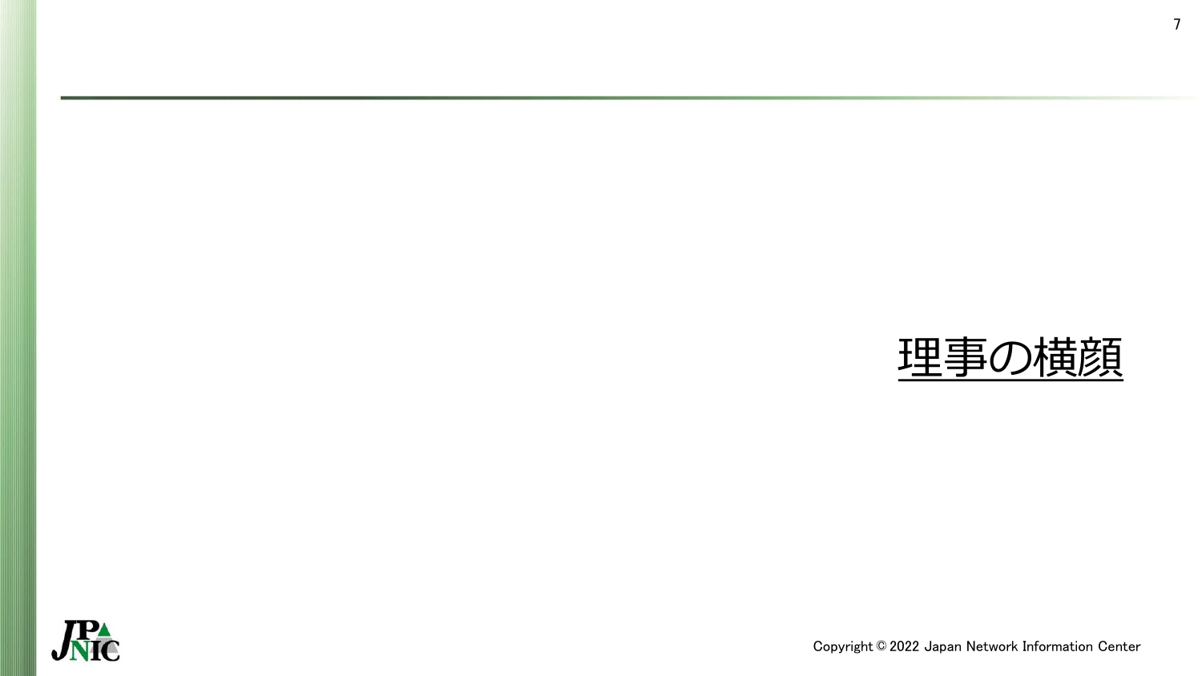# 理事の横顔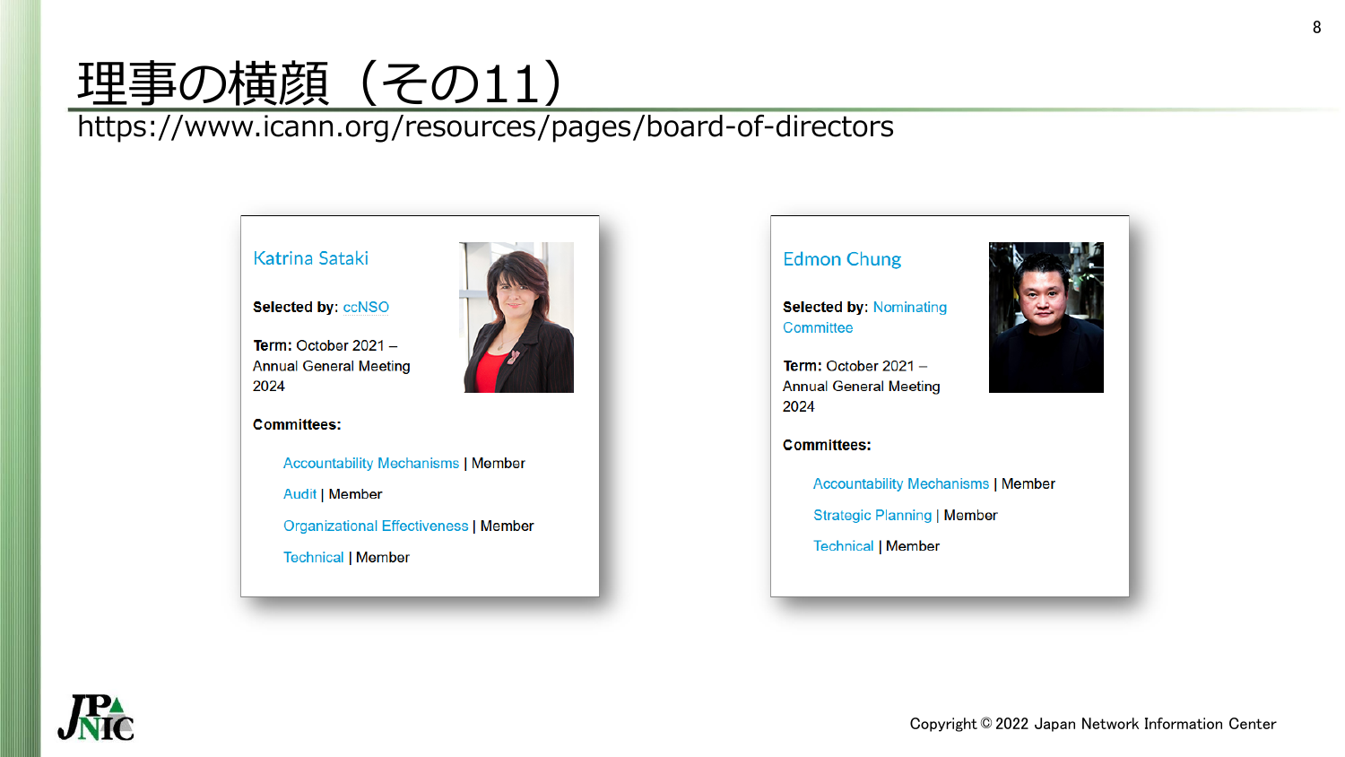# 理事の横顔（その11）

https://www.icann.org/resources/pages/board-of-directors

### Katrina Sataki

**Selected by:** ccNSO

**Term:** October 2021 – Annual General Meeting 2024

**Committees:**

- Accountability Mechanisms | Member
- Audit | Member
- Organizational Effectiveness | Member
- Technical | Member

### Edmon Chung

**Selected by:** Nominating Committee

**Term:** October 2021 – Annual General Meeting 2024

**Committees:**

- Accountability Mechanisms | Member
- Strategic Planning | Member
- Technical | Member

Copyright © 2022 Japan Network Information Center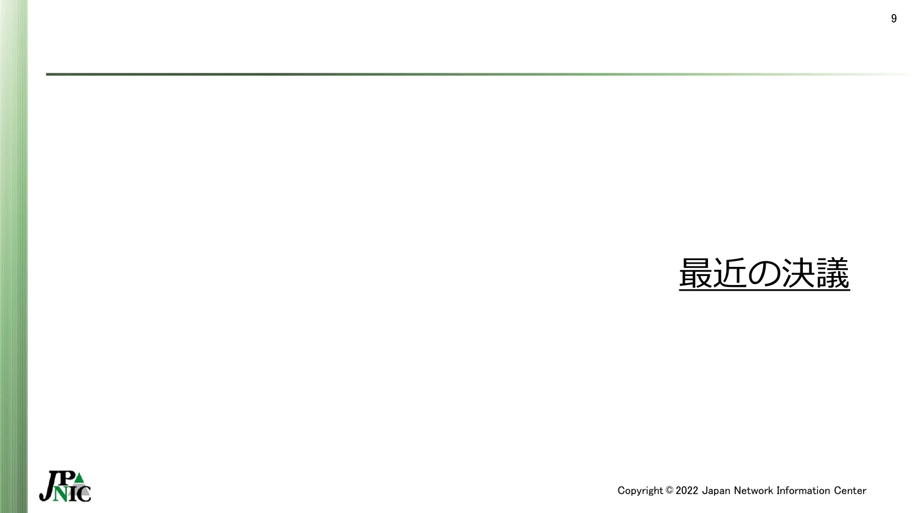# 最近の決議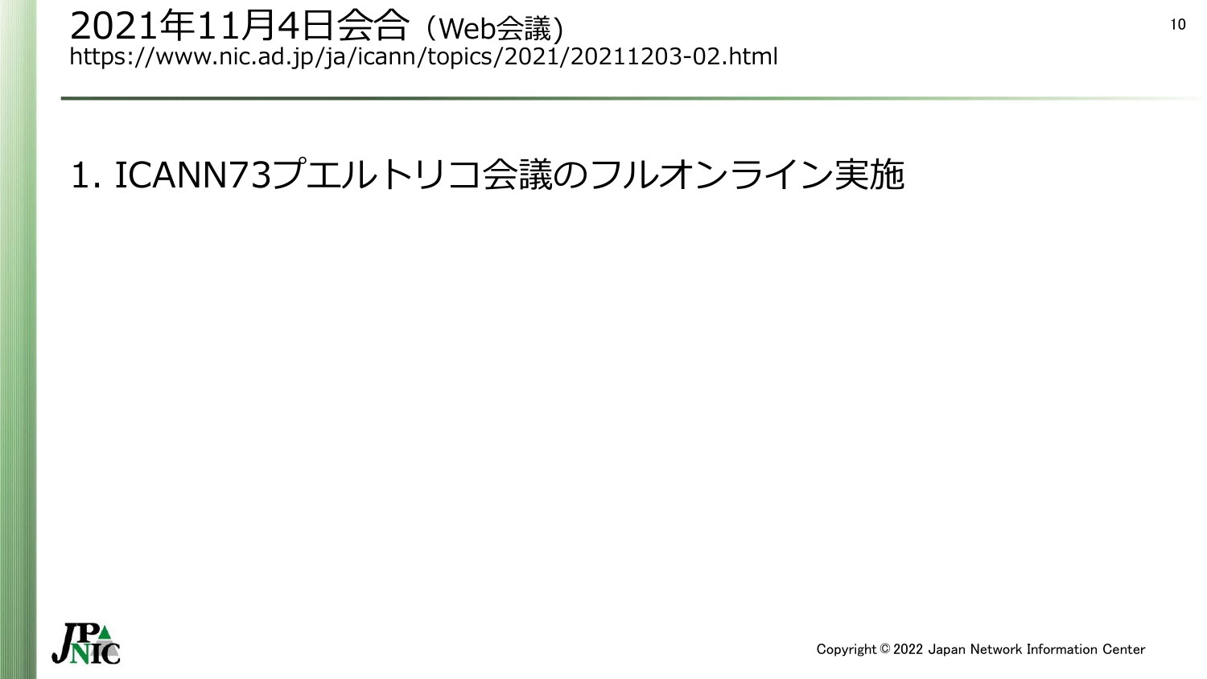# 2021年11月4日会合（Web会議）

https://www.nic.ad.jp/ja/icann/topics/2021/20211203-02.html

1. ICANN73プエルトリコ会議のフルオンライン実施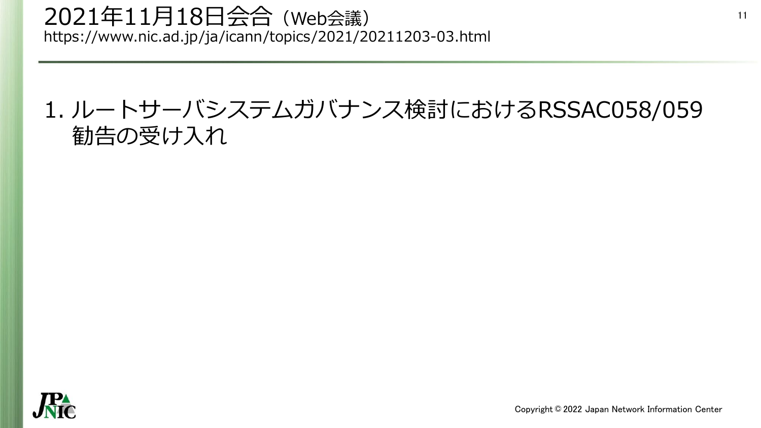# 2021年11月18日会合（Web会議）

https://www.nic.ad.jp/ja/icann/topics/2021/20211203-03.html

1. ルートサーバシステムガバナンス検討におけるRSSAC058/059勧告の受け入れ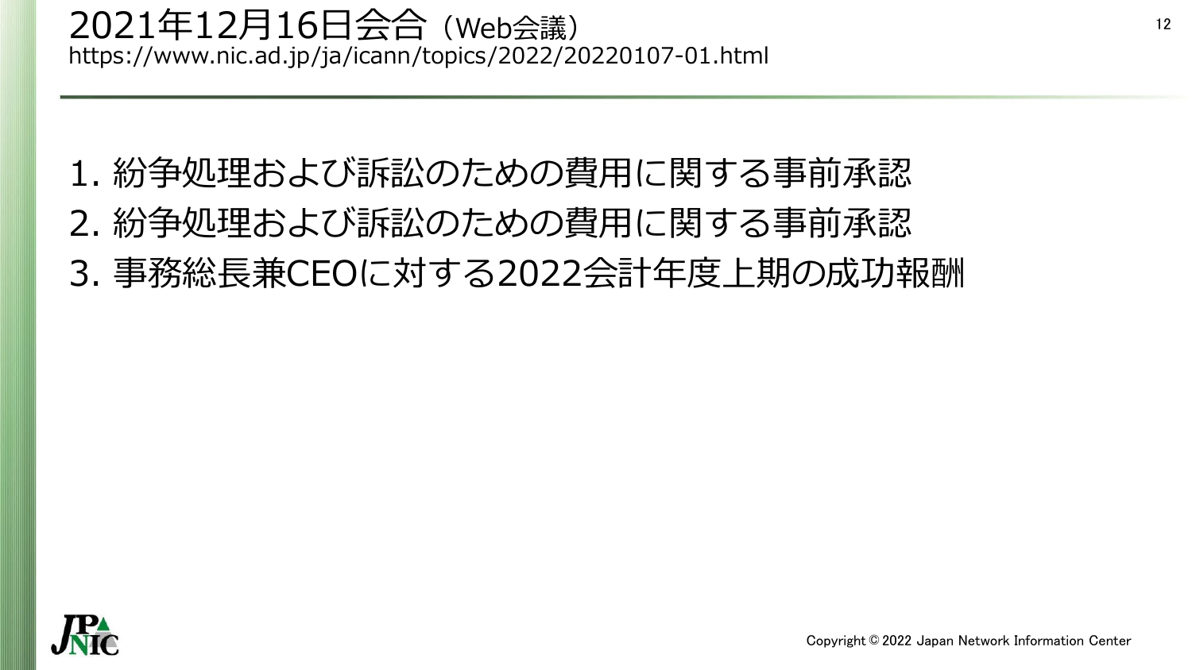# 2021年12月16日会合（Web会議）

https://www.nic.ad.jp/ja/icann/topics/2022/20220107-01.html

1. 紛争処理および訴訟のための費用に関する事前承認
2. 紛争処理および訴訟のための費用に関する事前承認
3. 事務総長兼CEOに対する2022会計年度上期の成功報酬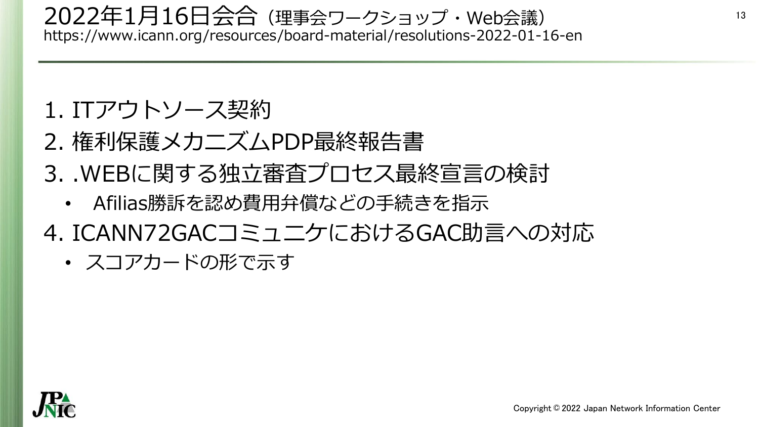# 2022年1月16日会合（理事会ワークショップ・Web会議）

https://www.icann.org/resources/board-material/resolutions-2022-01-16-en

1. ITアウトソース契約
2. 権利保護メカニズムPDP最終報告書
3. .WEBに関する独立審査プロセス最終宣言の検討
   - Afilias勝訴を認め費用弁償などの手続きを指示
4. ICANN72GACコミュニケにおけるGAC助言への対応
   - スコアカードの形で示す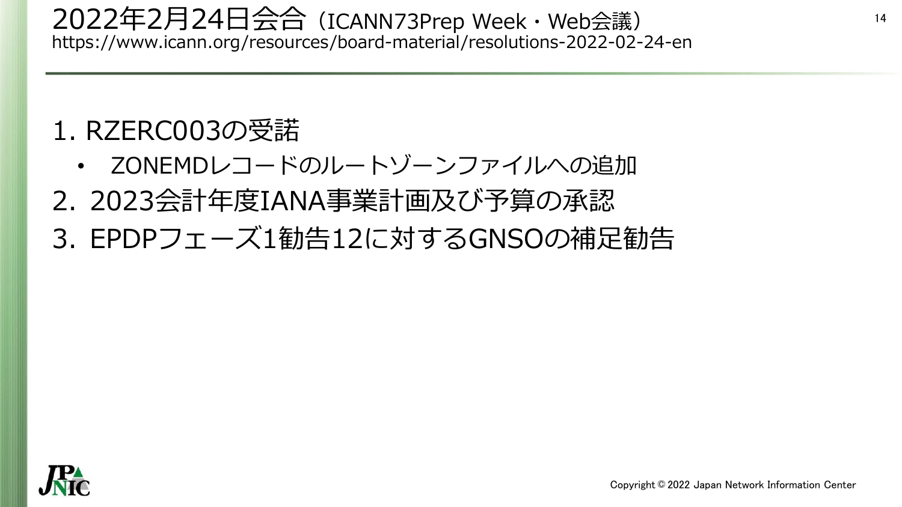# 2022年2月24日会合（ICANN73Prep Week・Web会議）

https://www.icann.org/resources/board-material/resolutions-2022-02-24-en

1. RZERC003の受諾
   - ZONEMDレコードのルートゾーンファイルへの追加
2. 2023会計年度IANA事業計画及び予算の承認
3. EPDPフェーズ1勧告12に対するGNSOの補足勧告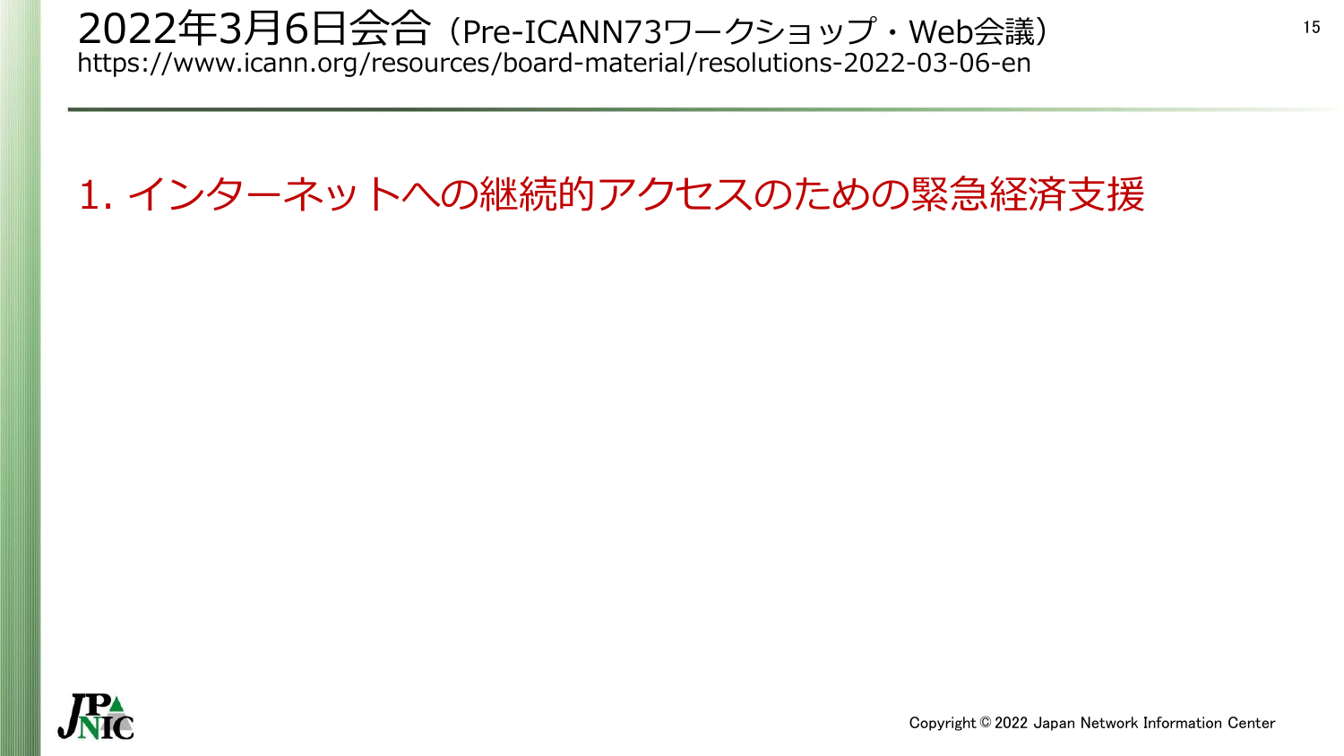# 2022年3月6日会合（Pre-ICANN73ワークショップ・Web会議）

https://www.icann.org/resources/board-material/resolutions-2022-03-06-en

## 1. インターネットへの継続的アクセスのための緊急経済支援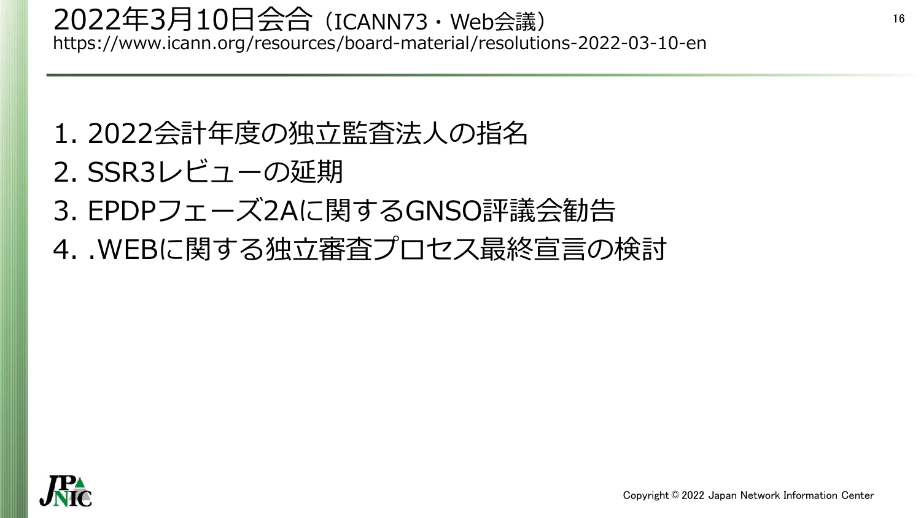# 2022年3月10日会合（ICANN73・Web会議）

https://www.icann.org/resources/board-material/resolutions-2022-03-10-en

1. 2022会計年度の独立監査法人の指名
2. SSR3レビューの延期
3. EPDPフェーズ2Aに関するGNSO評議会勧告
4. .WEBに関する独立審査プロセス最終宣言の検討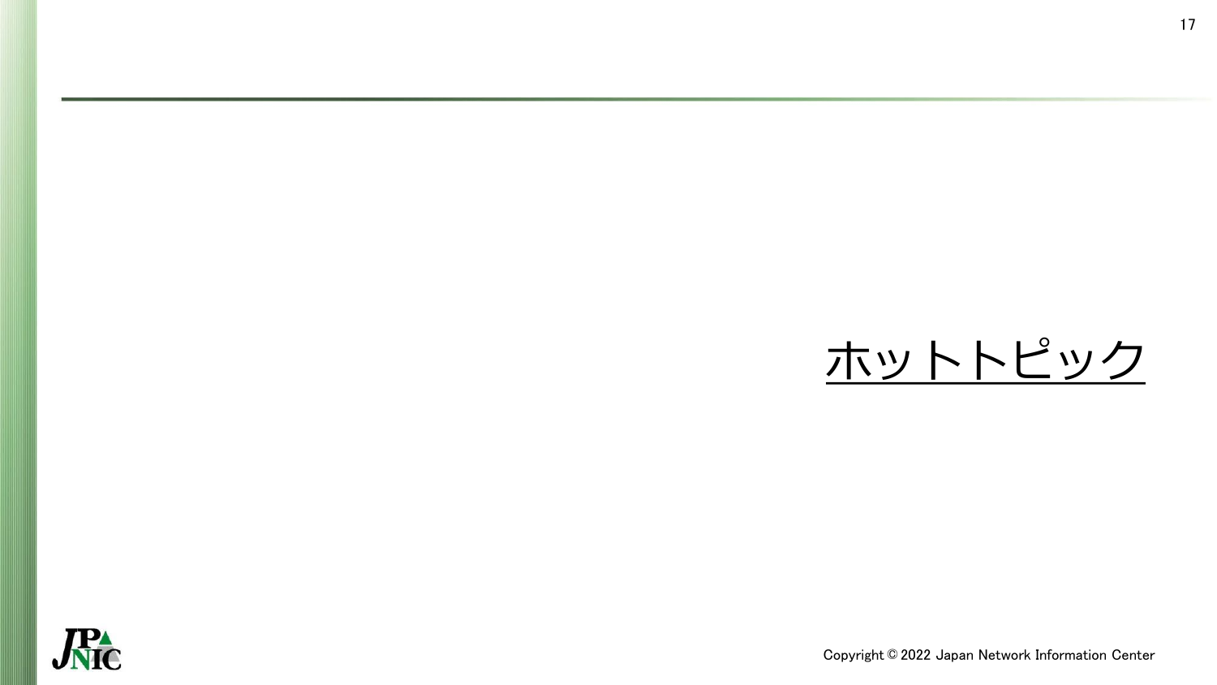# ホットトピック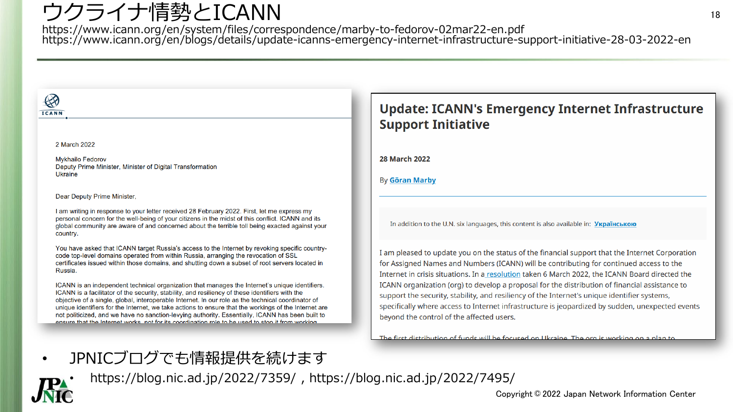# ウクライナ情勢とICANN

https://www.icann.org/en/system/files/correspondence/marby-to-fedorov-02mar22-en.pdf
https://www.icann.org/en/blogs/details/update-icanns-emergency-internet-infrastructure-support-initiative-28-03-2022-en

ICANN

2 March 2022

Mykhailo Fedorov
Deputy Prime Minister, Minister of Digital Transformation
Ukraine

Dear Deputy Prime Minister,

I am writing in response to your letter received 28 February 2022. First, let me express my personal concern for the well-being of your citizens in the midst of this conflict. ICANN and its global community are aware of and concerned about the terrible toll being exacted against your country.

You have asked that ICANN target Russia's access to the Internet by revoking specific country-code top-level domains operated from within Russia, arranging the revocation of SSL certificates issued within those domains, and shutting down a subset of root servers located in Russia.

ICANN is an independent technical organization that manages the Internet's unique identifiers. ICANN is a facilitator of the security, stability, and resiliency of these identifiers with the objective of a single, global, interoperable Internet. In our role as the technical coordinator of unique identifiers for the Internet, we take actions to ensure that the workings of the Internet are not politicized, and we have no sanction-levying authority. Essentially, ICANN has been built to ensure that the Internet works, not for its coordination role to be used to stop it from working.

## Update: ICANN's Emergency Internet Infrastructure Support Initiative

**28 March 2022**

By **Göran Marby**

In addition to the U.N. six languages, this content is also available in: **Українською**

I am pleased to update you on the status of the financial support that the Internet Corporation for Assigned Names and Numbers (ICANN) will be contributing for continued access to the Internet in crisis situations. In a resolution taken 6 March 2022, the ICANN Board directed the ICANN organization (org) to develop a proposal for the distribution of financial assistance to support the security, stability, and resiliency of the Internet's unique identifier systems, specifically where access to Internet infrastructure is jeopardized by sudden, unexpected events beyond the control of the affected users.

The first distribution of funds will be focused on Ukraine. The org is working on a plan to

- JPNICブログでも情報提供を続けます
  - https://blog.nic.ad.jp/2022/7359/ , https://blog.nic.ad.jp/2022/7495/

Copyright © 2022 Japan Network Information Center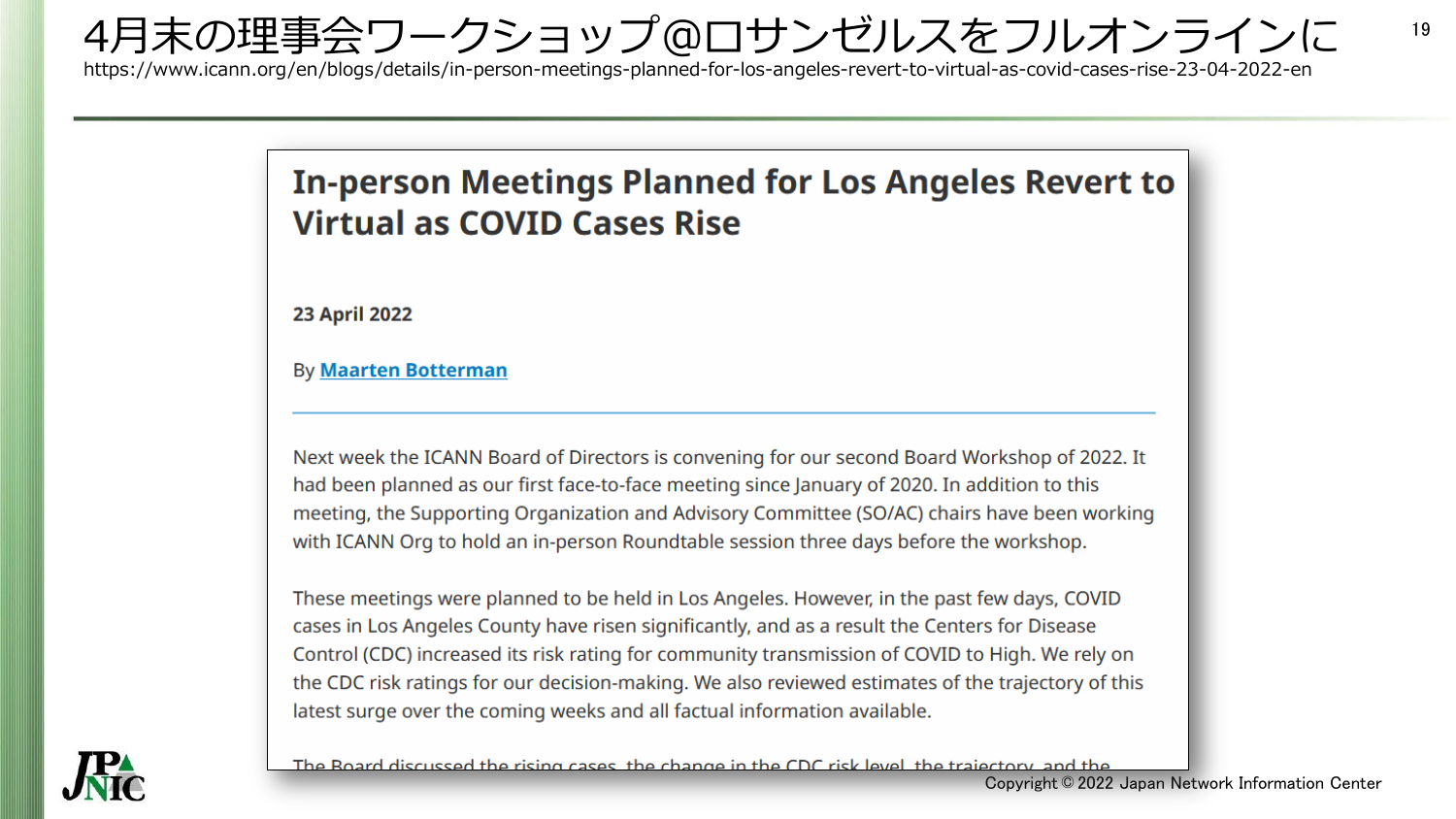# 4月末の理事会ワークショップ@ロサンゼルスをフルオンラインに

https://www.icann.org/en/blogs/details/in-person-meetings-planned-for-los-angeles-revert-to-virtual-as-covid-cases-rise-23-04-2022-en

## In-person Meetings Planned for Los Angeles Revert to Virtual as COVID Cases Rise

**23 April 2022**

By **Maarten Botterman**

Next week the ICANN Board of Directors is convening for our second Board Workshop of 2022. It had been planned as our first face-to-face meeting since January of 2020. In addition to this meeting, the Supporting Organization and Advisory Committee (SO/AC) chairs have been working with ICANN Org to hold an in-person Roundtable session three days before the workshop.

These meetings were planned to be held in Los Angeles. However, in the past few days, COVID cases in Los Angeles County have risen significantly, and as a result the Centers for Disease Control (CDC) increased its risk rating for community transmission of COVID to High. We rely on the CDC risk ratings for our decision-making. We also reviewed estimates of the trajectory of this latest surge over the coming weeks and all factual information available.

The Board discussed the rising cases, the change in the CDC risk level, the trajectory, and the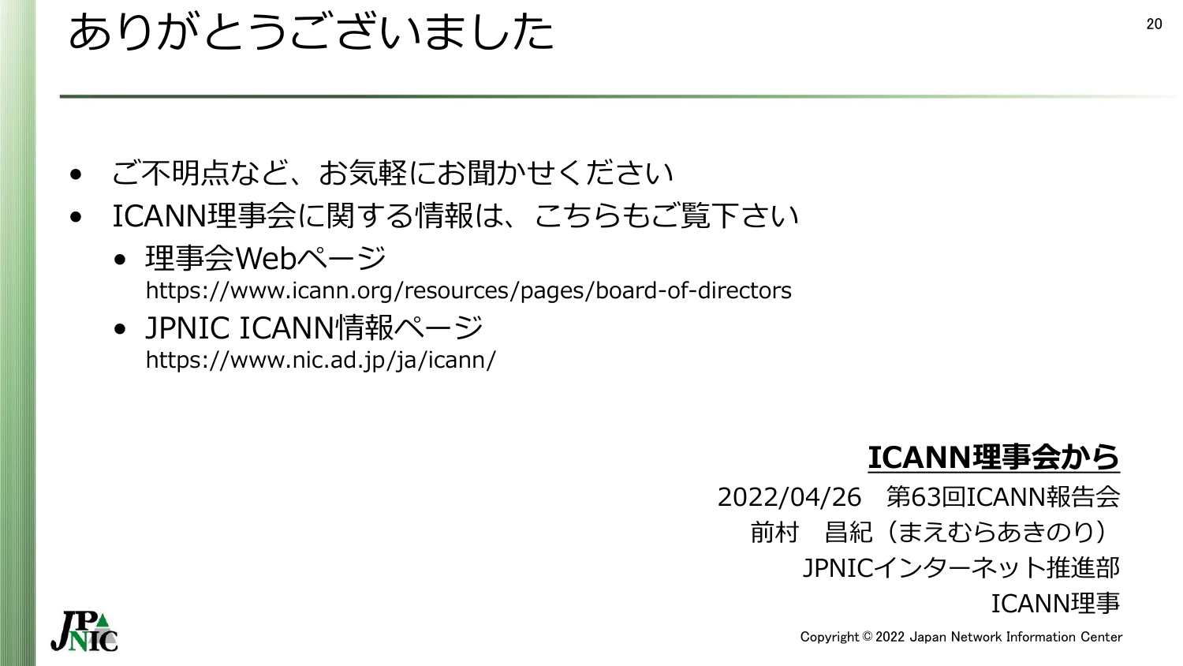# ありがとうございました

- ご不明点など、お気軽にお聞かせください
- ICANN理事会に関する情報は、こちらもご覧下さい
  - 理事会Webページ
    https://www.icann.org/resources/pages/board-of-directors
  - JPNIC ICANN情報ページ
    https://www.nic.ad.jp/ja/icann/

**ICANN理事会から**

2022/04/26　第63回ICANN報告会

前村　昌紀（まえむらあきのり）

JPNICインターネット推進部

ICANN理事

Copyright © 2022 Japan Network Information Center